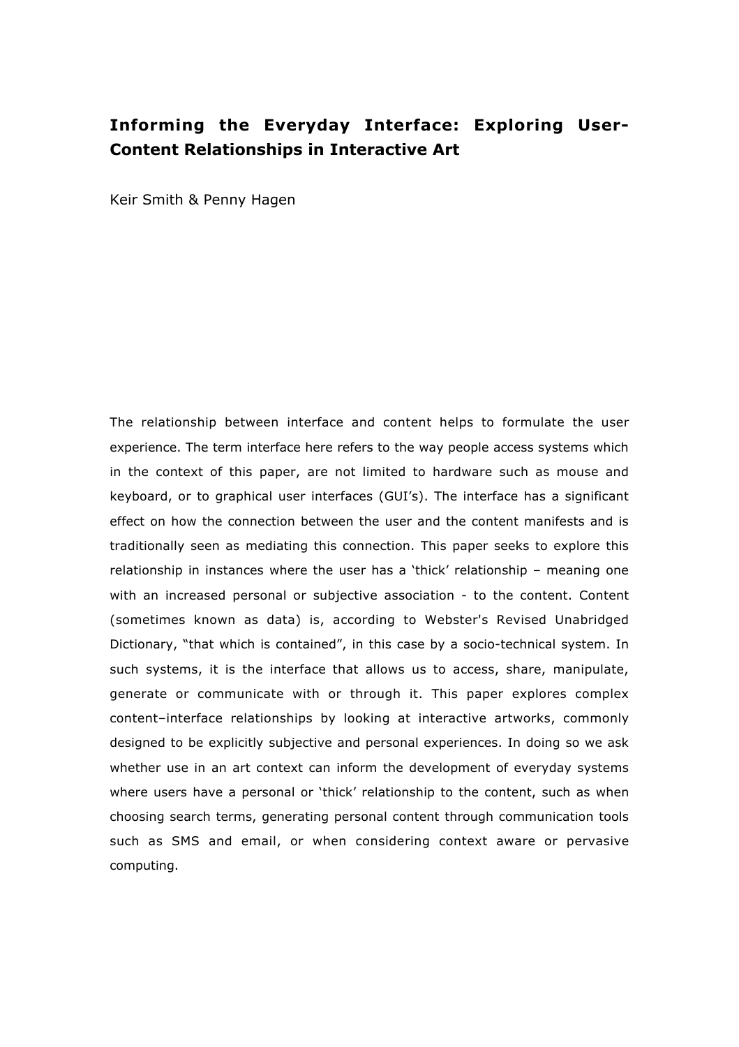# Informing the Everyday Interface: Exploring User-Content Relationships in Interactive Art

Keir Smith & Penny Hagen

The relationship between interface and content helps to formulate the user experience. The term interface here refers to the way people access systems which in the context of this paper, are not limited to hardware such as mouse and keyboard, or to graphical user interfaces (GUI's). The interface has a significant effect on how the connection between the user and the content manifests and is traditionally seen as mediating this connection. This paper seeks to explore this relationship in instances where the user has a 'thick' relationship – meaning one with an increased personal or subjective association - to the content. Content (sometimes known as data) is, according to Webster's Revised Unabridged Dictionary, "that which is contained", in this case by a socio-technical system. In such systems, it is the interface that allows us to access, share, manipulate, generate or communicate with or through it. This paper explores complex content–interface relationships by looking at interactive artworks, commonly designed to be explicitly subjective and personal experiences. In doing so we ask whether use in an art context can inform the development of everyday systems where users have a personal or 'thick' relationship to the content, such as when choosing search terms, generating personal content through communication tools such as SMS and email, or when considering context aware or pervasive computing.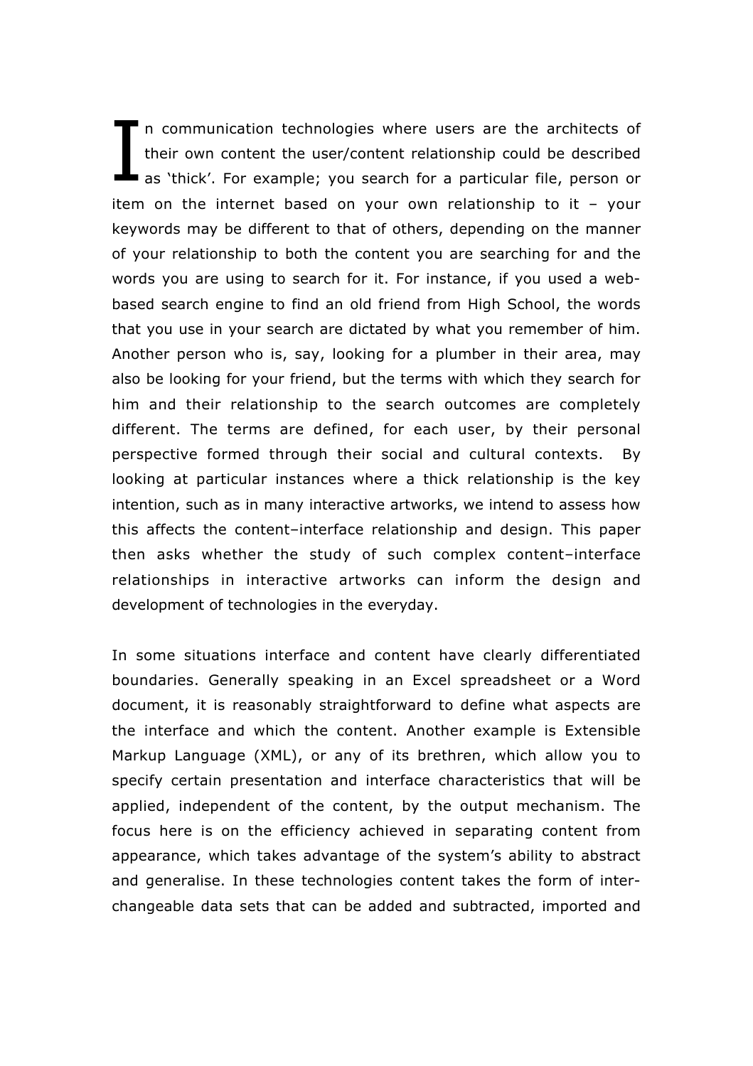In communication technologies where users are the architects of their own content the user/content relationship could be described as 'thick'. For example; you search for a particular file, person or item on the internet based on your own relationship to it – your keywords may be different to that of others, depending on the manner of your relationship to both the content you are searching for and the words you are using to search for it. For instance, if you used a web-based search engine to find an old friend from High School, the words that you use in your search are dictated by what you remember of him. Another person who is, say, looking for a plumber in their area, may also be looking for your friend, but the terms with which they search for him and their relationship to the search outcomes are completely different. The terms are defined, for each user, by their personal perspective formed through their social and cultural contexts. By looking at particular instances where a thick relationship is the key intention, such as in many interactive artworks, we intend to assess how this affects the content–interface relationship and design. This paper then asks whether the study of such complex content–interface relationships in interactive artworks can inform the design and development of technologies in the everyday.

In some situations interface and content have clearly differentiated boundaries. Generally speaking in an Excel spreadsheet or a Word document, it is reasonably straightforward to define what aspects are the interface and which the content. Another example is Extensible Markup Language (XML), or any of its brethren, which allow you to specify certain presentation and interface characteristics that will be applied, independent of the content, by the output mechanism. The focus here is on the efficiency achieved in separating content from appearance, which takes advantage of the system's ability to abstract and generalise. In these technologies content takes the form of inter-changeable data sets that can be added and subtracted, imported and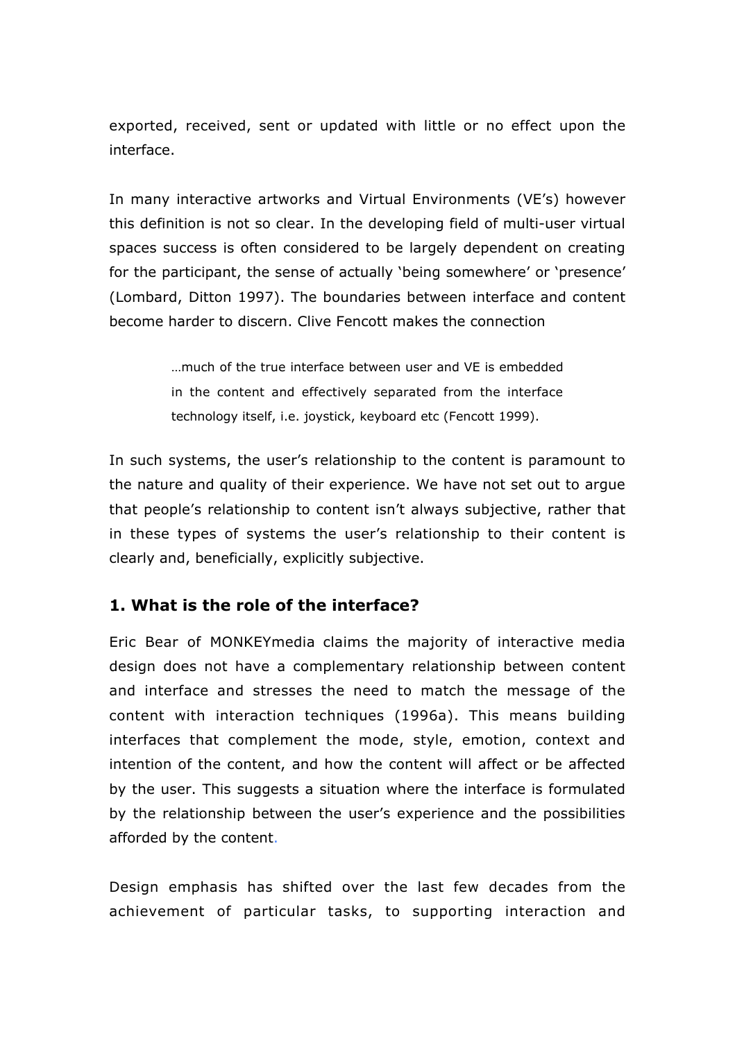exported, received, sent or updated with little or no effect upon the interface.

In many interactive artworks and Virtual Environments (VE's) however this definition is not so clear. In the developing field of multi-user virtual spaces success is often considered to be largely dependent on creating for the participant, the sense of actually 'being somewhere' or 'presence' (Lombard, Ditton 1997). The boundaries between interface and content become harder to discern. Clive Fencott makes the connection

> …much of the true interface between user and VE is embedded in the content and effectively separated from the interface technology itself, i.e. joystick, keyboard etc (Fencott 1999).

In such systems, the user's relationship to the content is paramount to the nature and quality of their experience. We have not set out to argue that people's relationship to content isn't always subjective, rather that in these types of systems the user's relationship to their content is clearly and, beneficially, explicitly subjective.

## 1. What is the role of the interface?

Eric Bear of MONKEYmedia claims the majority of interactive media design does not have a complementary relationship between content and interface and stresses the need to match the message of the content with interaction techniques (1996a). This means building interfaces that complement the mode, style, emotion, context and intention of the content, and how the content will affect or be affected by the user. This suggests a situation where the interface is formulated by the relationship between the user's experience and the possibilities afforded by the content.

Design emphasis has shifted over the last few decades from the achievement of particular tasks, to supporting interaction and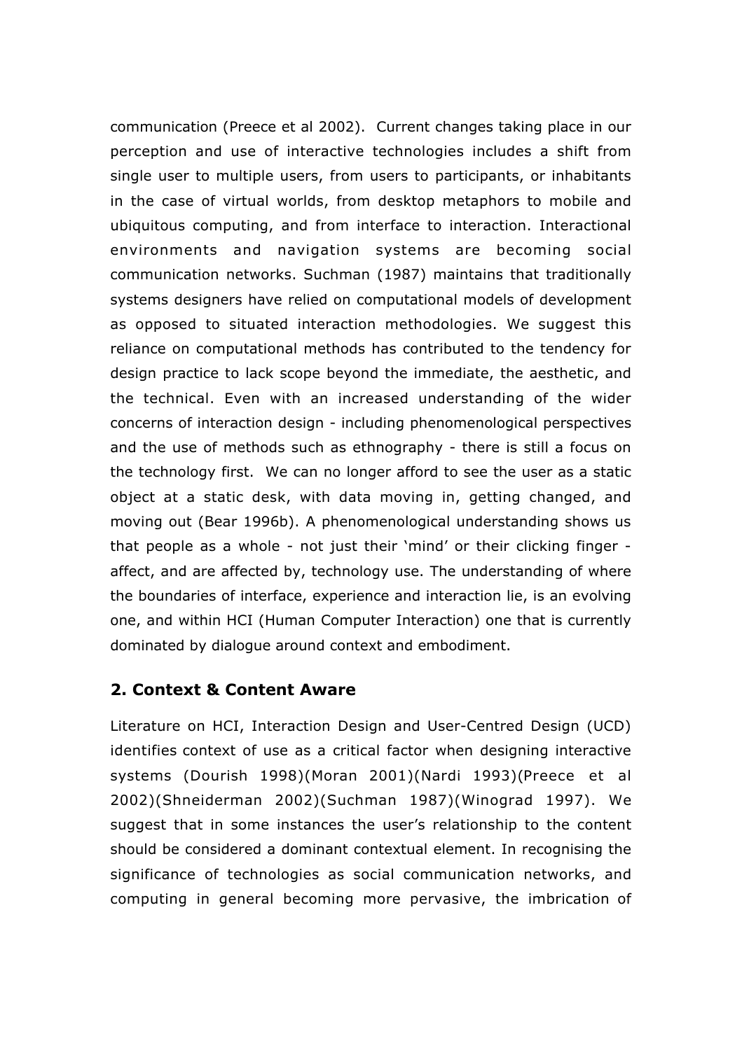communication (Preece et al 2002). Current changes taking place in our perception and use of interactive technologies includes a shift from single user to multiple users, from users to participants, or inhabitants in the case of virtual worlds, from desktop metaphors to mobile and ubiquitous computing, and from interface to interaction. Interactional environments and navigation systems are becoming social communication networks. Suchman (1987) maintains that traditionally systems designers have relied on computational models of development as opposed to situated interaction methodologies. We suggest this reliance on computational methods has contributed to the tendency for design practice to lack scope beyond the immediate, the aesthetic, and the technical. Even with an increased understanding of the wider concerns of interaction design - including phenomenological perspectives and the use of methods such as ethnography - there is still a focus on the technology first. We can no longer afford to see the user as a static object at a static desk, with data moving in, getting changed, and moving out (Bear 1996b). A phenomenological understanding shows us that people as a whole - not just their 'mind' or their clicking finger - affect, and are affected by, technology use. The understanding of where the boundaries of interface, experience and interaction lie, is an evolving one, and within HCI (Human Computer Interaction) one that is currently dominated by dialogue around context and embodiment.

## 2. Context & Content Aware

Literature on HCI, Interaction Design and User-Centred Design (UCD) identifies context of use as a critical factor when designing interactive systems (Dourish 1998)(Moran 2001)(Nardi 1993)(Preece et al 2002)(Shneiderman 2002)(Suchman 1987)(Winograd 1997). We suggest that in some instances the user's relationship to the content should be considered a dominant contextual element. In recognising the significance of technologies as social communication networks, and computing in general becoming more pervasive, the imbrication of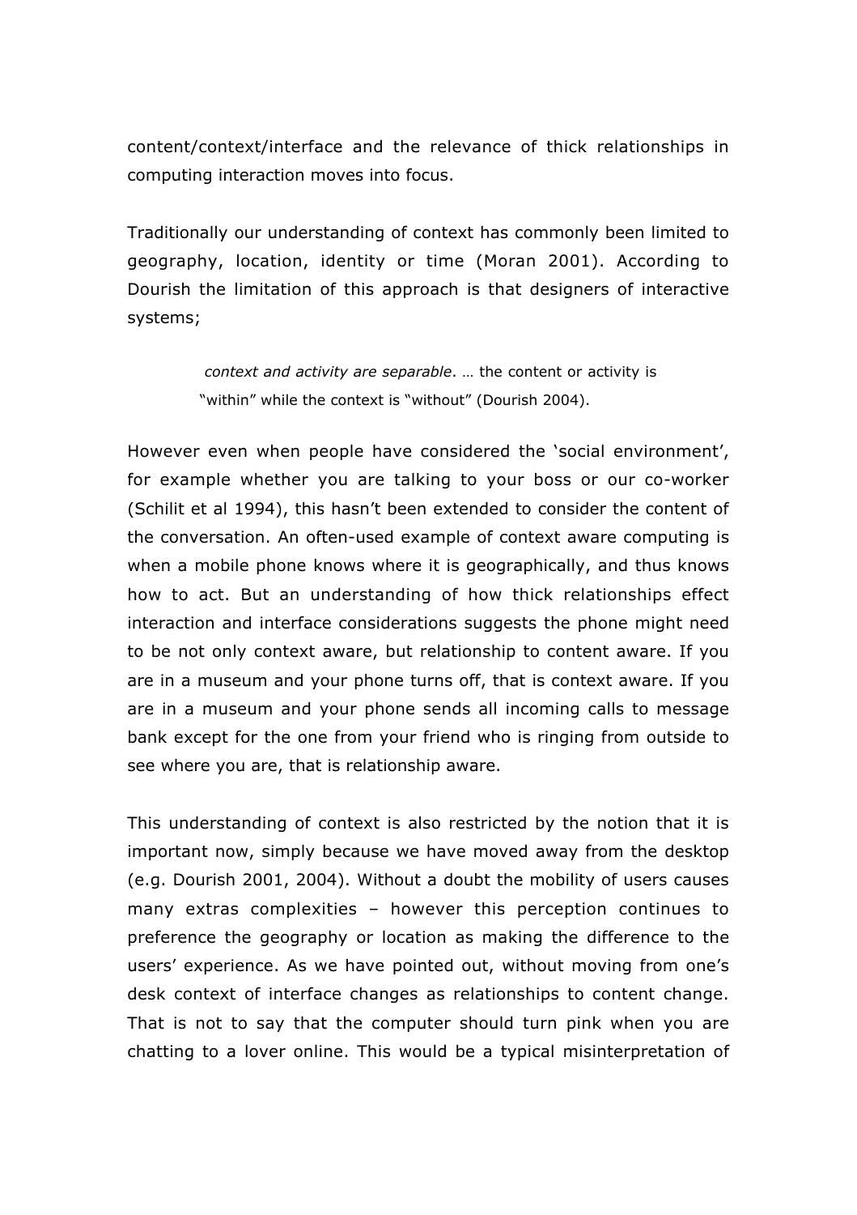content/context/interface and the relevance of thick relationships in computing interaction moves into focus.

Traditionally our understanding of context has commonly been limited to geography, location, identity or time (Moran 2001). According to Dourish the limitation of this approach is that designers of interactive systems;

> *context and activity are separable*. … the content or activity is "within" while the context is "without" (Dourish 2004).

However even when people have considered the 'social environment', for example whether you are talking to your boss or our co-worker (Schilit et al 1994), this hasn't been extended to consider the content of the conversation. An often-used example of context aware computing is when a mobile phone knows where it is geographically, and thus knows how to act. But an understanding of how thick relationships effect interaction and interface considerations suggests the phone might need to be not only context aware, but relationship to content aware. If you are in a museum and your phone turns off, that is context aware. If you are in a museum and your phone sends all incoming calls to message bank except for the one from your friend who is ringing from outside to see where you are, that is relationship aware.

This understanding of context is also restricted by the notion that it is important now, simply because we have moved away from the desktop (e.g. Dourish 2001, 2004). Without a doubt the mobility of users causes many extras complexities – however this perception continues to preference the geography or location as making the difference to the users' experience. As we have pointed out, without moving from one's desk context of interface changes as relationships to content change. That is not to say that the computer should turn pink when you are chatting to a lover online. This would be a typical misinterpretation of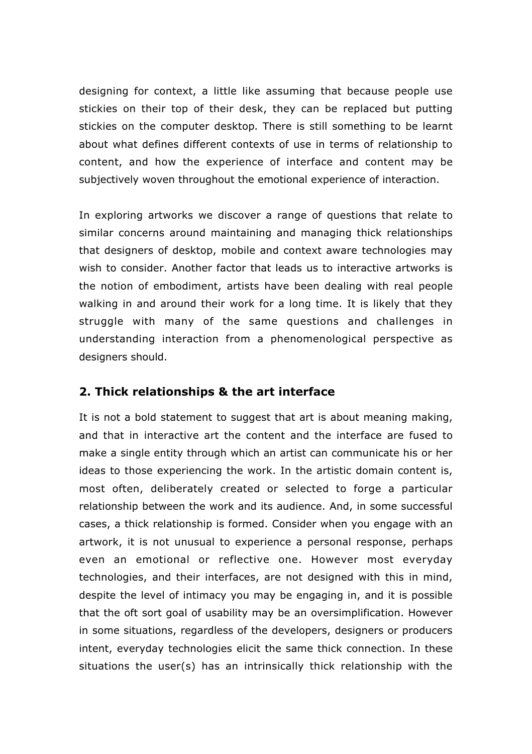designing for context, a little like assuming that because people use stickies on their top of their desk, they can be replaced but putting stickies on the computer desktop*.* There is still something to be learnt about what defines different contexts of use in terms of relationship to content, and how the experience of interface and content may be subjectively woven throughout the emotional experience of interaction.

In exploring artworks we discover a range of questions that relate to similar concerns around maintaining and managing thick relationships that designers of desktop, mobile and context aware technologies may wish to consider. Another factor that leads us to interactive artworks is the notion of embodiment, artists have been dealing with real people walking in and around their work for a long time. It is likely that they struggle with many of the same questions and challenges in understanding interaction from a phenomenological perspective as designers should.

## 2. Thick relationships & the art interface

It is not a bold statement to suggest that art is about meaning making, and that in interactive art the content and the interface are fused to make a single entity through which an artist can communicate his or her ideas to those experiencing the work. In the artistic domain content is, most often, deliberately created or selected to forge a particular relationship between the work and its audience. And, in some successful cases, a thick relationship is formed. Consider when you engage with an artwork, it is not unusual to experience a personal response, perhaps even an emotional or reflective one. However most everyday technologies, and their interfaces, are not designed with this in mind, despite the level of intimacy you may be engaging in, and it is possible that the oft sort goal of usability may be an oversimplification. However in some situations, regardless of the developers, designers or producers intent, everyday technologies elicit the same thick connection. In these situations the user(s) has an intrinsically thick relationship with the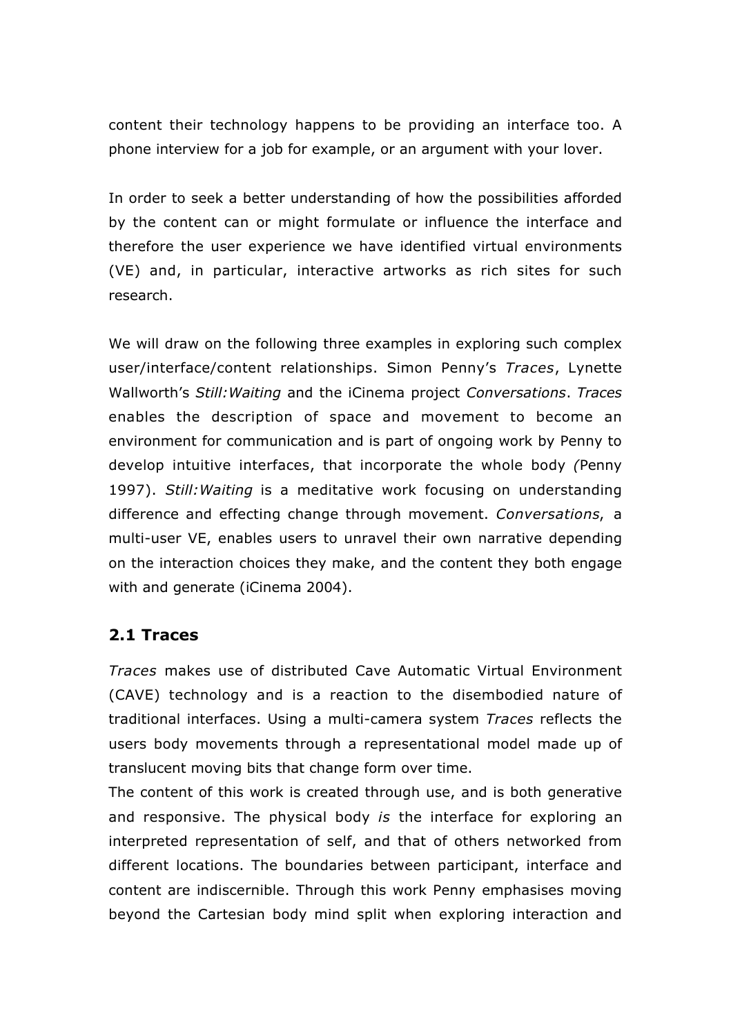content their technology happens to be providing an interface too. A phone interview for a job for example, or an argument with your lover.

In order to seek a better understanding of how the possibilities afforded by the content can or might formulate or influence the interface and therefore the user experience we have identified virtual environments (VE) and, in particular, interactive artworks as rich sites for such research.

We will draw on the following three examples in exploring such complex user/interface/content relationships. Simon Penny's *Traces*, Lynette Wallworth's *Still:Waiting* and the iCinema project *Conversations*. *Traces* enables the description of space and movement to become an environment for communication and is part of ongoing work by Penny to develop intuitive interfaces, that incorporate the whole body *(*Penny 1997). *Still:Waiting* is a meditative work focusing on understanding difference and effecting change through movement. *Conversations*, a multi-user VE, enables users to unravel their own narrative depending on the interaction choices they make, and the content they both engage with and generate (iCinema 2004).

## 2.1 Traces

*Traces* makes use of distributed Cave Automatic Virtual Environment (CAVE) technology and is a reaction to the disembodied nature of traditional interfaces. Using a multi-camera system *Traces* reflects the users body movements through a representational model made up of translucent moving bits that change form over time.
The content of this work is created through use, and is both generative and responsive. The physical body *is* the interface for exploring an interpreted representation of self, and that of others networked from different locations. The boundaries between participant, interface and content are indiscernible. Through this work Penny emphasises moving beyond the Cartesian body mind split when exploring interaction and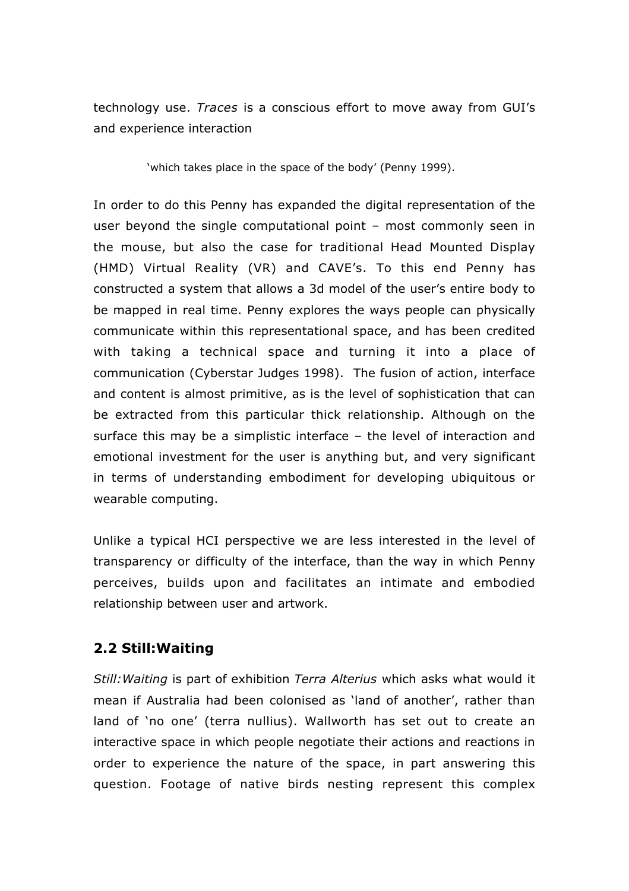technology use. *Traces* is a conscious effort to move away from GUI's and experience interaction

> 'which takes place in the space of the body' (Penny 1999).

In order to do this Penny has expanded the digital representation of the user beyond the single computational point – most commonly seen in the mouse, but also the case for traditional Head Mounted Display (HMD) Virtual Reality (VR) and CAVE's. To this end Penny has constructed a system that allows a 3d model of the user's entire body to be mapped in real time. Penny explores the ways people can physically communicate within this representational space, and has been credited with taking a technical space and turning it into a place of communication (Cyberstar Judges 1998). The fusion of action, interface and content is almost primitive, as is the level of sophistication that can be extracted from this particular thick relationship. Although on the surface this may be a simplistic interface – the level of interaction and emotional investment for the user is anything but, and very significant in terms of understanding embodiment for developing ubiquitous or wearable computing.

Unlike a typical HCI perspective we are less interested in the level of transparency or difficulty of the interface, than the way in which Penny perceives, builds upon and facilitates an intimate and embodied relationship between user and artwork.

## 2.2 Still:Waiting

*Still:Waiting* is part of exhibition *Terra Alterius* which asks what would it mean if Australia had been colonised as 'land of another', rather than land of 'no one' (terra nullius). Wallworth has set out to create an interactive space in which people negotiate their actions and reactions in order to experience the nature of the space, in part answering this question. Footage of native birds nesting represent this complex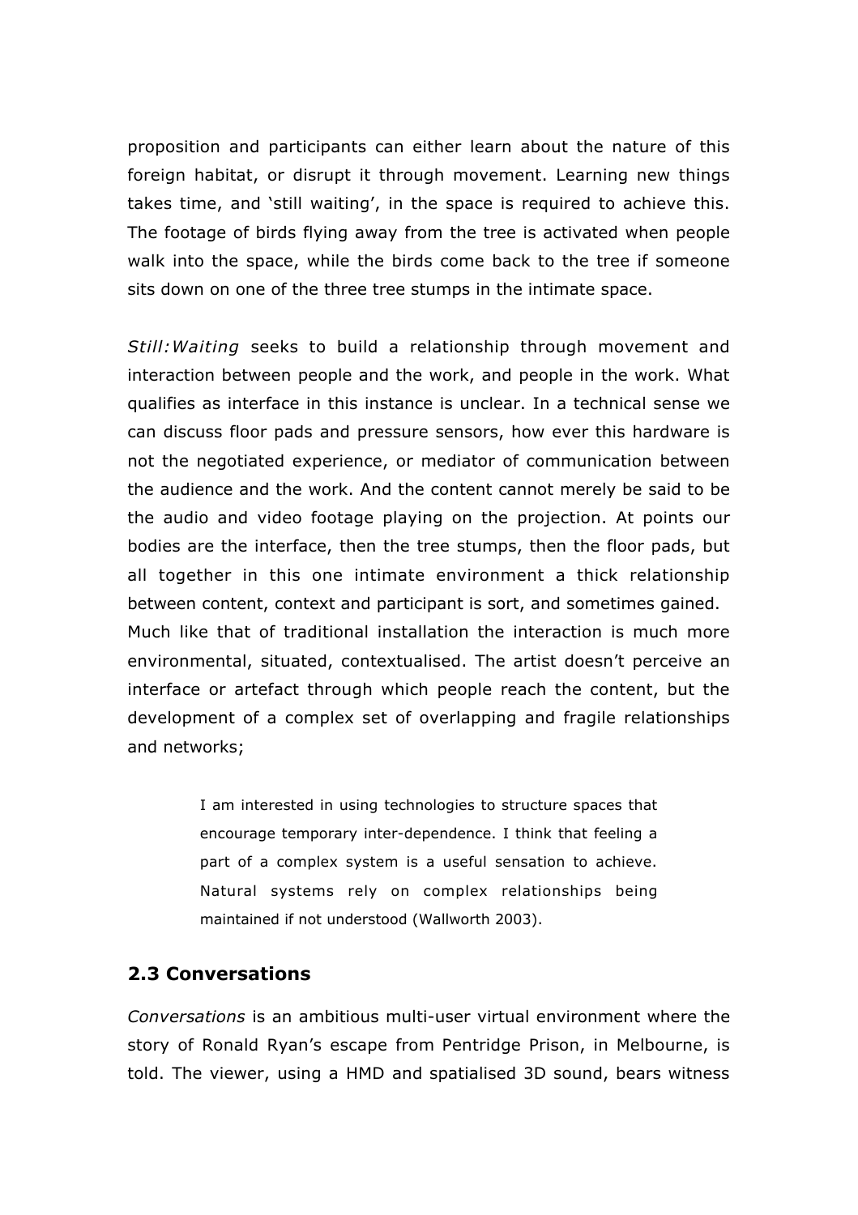proposition and participants can either learn about the nature of this foreign habitat, or disrupt it through movement. Learning new things takes time, and 'still waiting', in the space is required to achieve this. The footage of birds flying away from the tree is activated when people walk into the space, while the birds come back to the tree if someone sits down on one of the three tree stumps in the intimate space.

*Still:Waiting* seeks to build a relationship through movement and interaction between people and the work, and people in the work. What qualifies as interface in this instance is unclear. In a technical sense we can discuss floor pads and pressure sensors, how ever this hardware is not the negotiated experience, or mediator of communication between the audience and the work. And the content cannot merely be said to be the audio and video footage playing on the projection. At points our bodies are the interface, then the tree stumps, then the floor pads, but all together in this one intimate environment a thick relationship between content, context and participant is sort, and sometimes gained. Much like that of traditional installation the interaction is much more environmental, situated, contextualised. The artist doesn't perceive an interface or artefact through which people reach the content, but the development of a complex set of overlapping and fragile relationships and networks;

> I am interested in using technologies to structure spaces that encourage temporary inter-dependence. I think that feeling a part of a complex system is a useful sensation to achieve. Natural systems rely on complex relationships being maintained if not understood (Wallworth 2003).

## 2.3 Conversations

*Conversations* is an ambitious multi-user virtual environment where the story of Ronald Ryan's escape from Pentridge Prison, in Melbourne, is told. The viewer, using a HMD and spatialised 3D sound, bears witness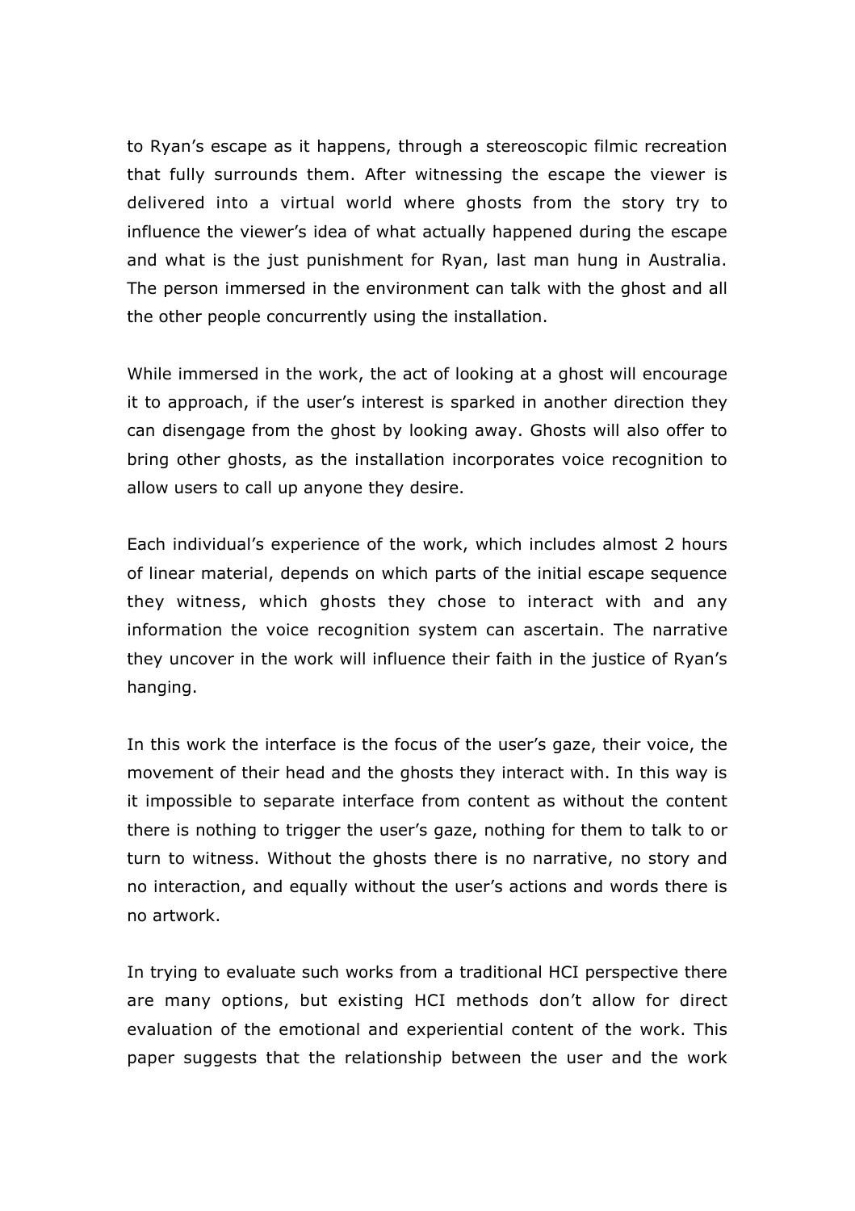to Ryan's escape as it happens, through a stereoscopic filmic recreation that fully surrounds them. After witnessing the escape the viewer is delivered into a virtual world where ghosts from the story try to influence the viewer's idea of what actually happened during the escape and what is the just punishment for Ryan, last man hung in Australia. The person immersed in the environment can talk with the ghost and all the other people concurrently using the installation.

While immersed in the work, the act of looking at a ghost will encourage it to approach, if the user's interest is sparked in another direction they can disengage from the ghost by looking away. Ghosts will also offer to bring other ghosts, as the installation incorporates voice recognition to allow users to call up anyone they desire.

Each individual's experience of the work, which includes almost 2 hours of linear material, depends on which parts of the initial escape sequence they witness, which ghosts they chose to interact with and any information the voice recognition system can ascertain. The narrative they uncover in the work will influence their faith in the justice of Ryan's hanging.

In this work the interface is the focus of the user's gaze, their voice, the movement of their head and the ghosts they interact with. In this way is it impossible to separate interface from content as without the content there is nothing to trigger the user's gaze, nothing for them to talk to or turn to witness. Without the ghosts there is no narrative, no story and no interaction, and equally without the user's actions and words there is no artwork.

In trying to evaluate such works from a traditional HCI perspective there are many options, but existing HCI methods don't allow for direct evaluation of the emotional and experiential content of the work. This paper suggests that the relationship between the user and the work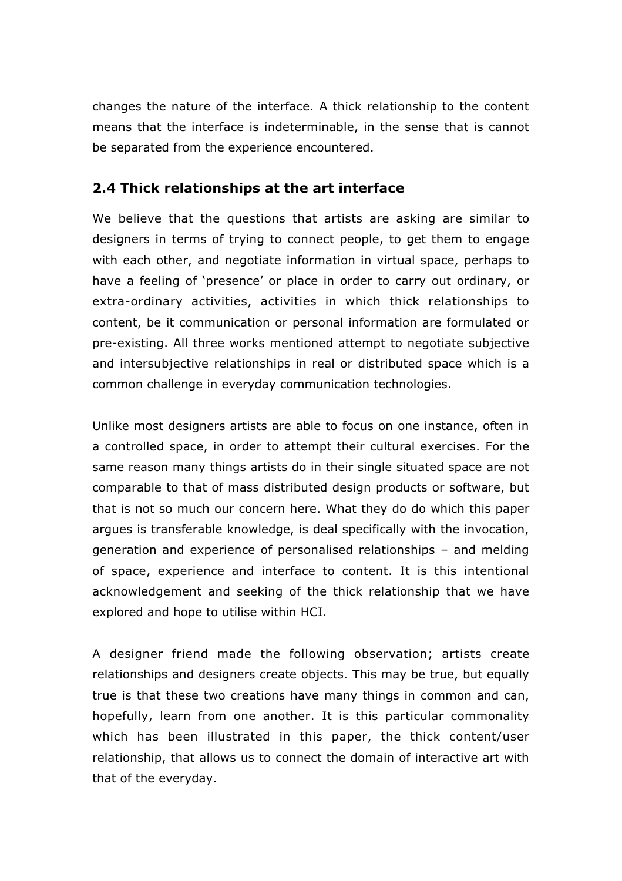changes the nature of the interface. A thick relationship to the content means that the interface is indeterminable, in the sense that is cannot be separated from the experience encountered.

## 2.4 Thick relationships at the art interface

We believe that the questions that artists are asking are similar to designers in terms of trying to connect people, to get them to engage with each other, and negotiate information in virtual space, perhaps to have a feeling of 'presence' or place in order to carry out ordinary, or extra-ordinary activities, activities in which thick relationships to content, be it communication or personal information are formulated or pre-existing. All three works mentioned attempt to negotiate subjective and intersubjective relationships in real or distributed space which is a common challenge in everyday communication technologies.

Unlike most designers artists are able to focus on one instance, often in a controlled space, in order to attempt their cultural exercises. For the same reason many things artists do in their single situated space are not comparable to that of mass distributed design products or software, but that is not so much our concern here. What they do do which this paper argues is transferable knowledge, is deal specifically with the invocation, generation and experience of personalised relationships – and melding of space, experience and interface to content. It is this intentional acknowledgement and seeking of the thick relationship that we have explored and hope to utilise within HCI.

A designer friend made the following observation; artists create relationships and designers create objects. This may be true, but equally true is that these two creations have many things in common and can, hopefully, learn from one another. It is this particular commonality which has been illustrated in this paper, the thick content/user relationship, that allows us to connect the domain of interactive art with that of the everyday.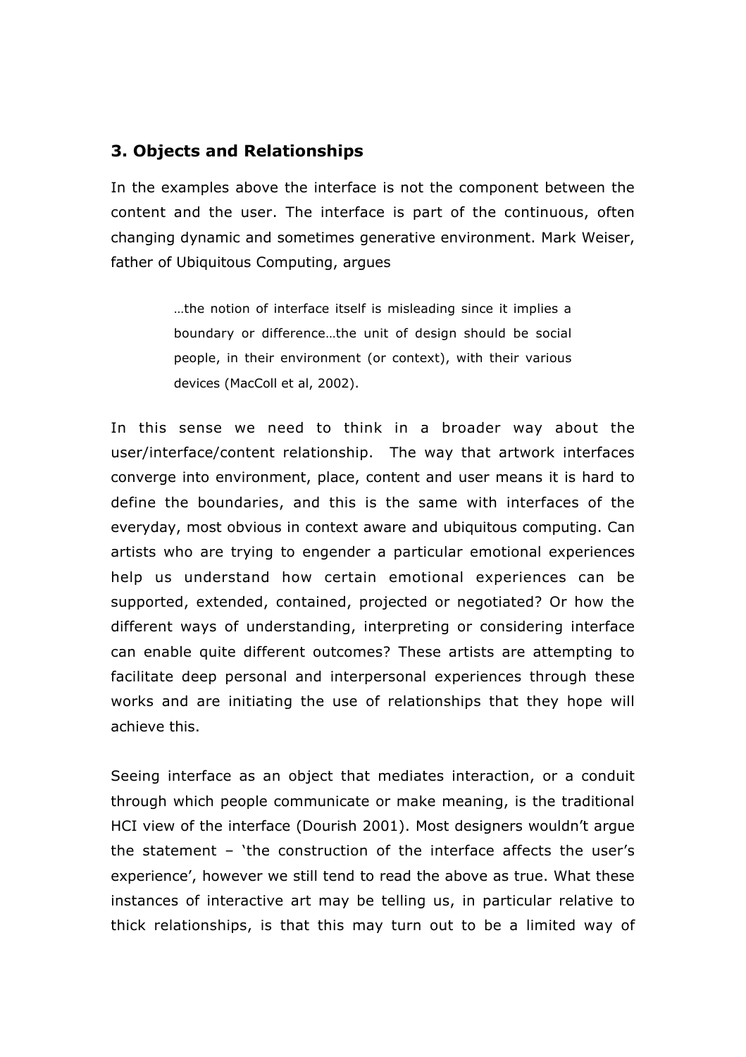## 3. Objects and Relationships

In the examples above the interface is not the component between the content and the user. The interface is part of the continuous, often changing dynamic and sometimes generative environment. Mark Weiser, father of Ubiquitous Computing, argues

> …the notion of interface itself is misleading since it implies a boundary or difference…the unit of design should be social people, in their environment (or context), with their various devices (MacColl et al, 2002).

In this sense we need to think in a broader way about the user/interface/content relationship. The way that artwork interfaces converge into environment, place, content and user means it is hard to define the boundaries, and this is the same with interfaces of the everyday, most obvious in context aware and ubiquitous computing. Can artists who are trying to engender a particular emotional experiences help us understand how certain emotional experiences can be supported, extended, contained, projected or negotiated? Or how the different ways of understanding, interpreting or considering interface can enable quite different outcomes? These artists are attempting to facilitate deep personal and interpersonal experiences through these works and are initiating the use of relationships that they hope will achieve this.

Seeing interface as an object that mediates interaction, or a conduit through which people communicate or make meaning, is the traditional HCI view of the interface (Dourish 2001). Most designers wouldn't argue the statement – 'the construction of the interface affects the user's experience', however we still tend to read the above as true. What these instances of interactive art may be telling us, in particular relative to thick relationships, is that this may turn out to be a limited way of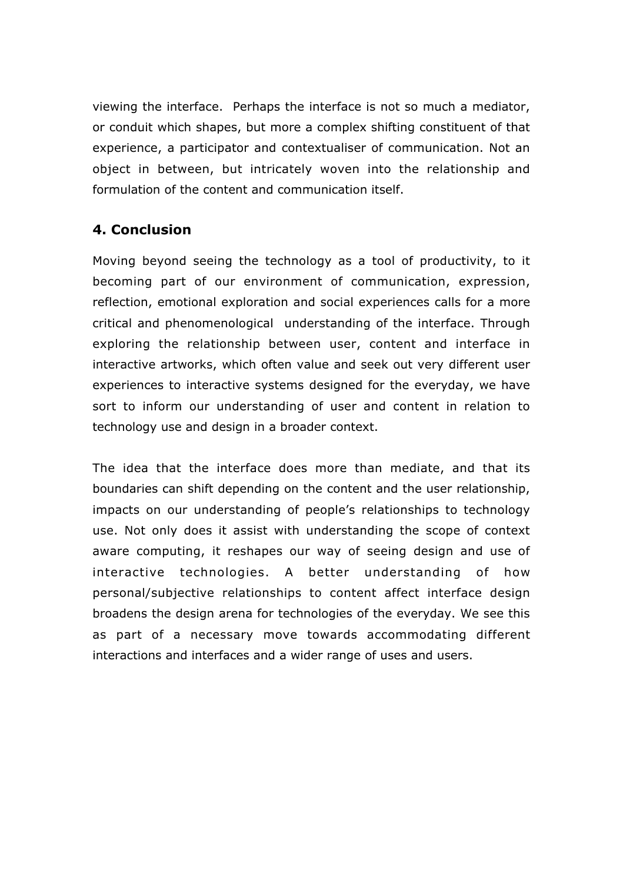viewing the interface. Perhaps the interface is not so much a mediator, or conduit which shapes, but more a complex shifting constituent of that experience, a participator and contextualiser of communication. Not an object in between, but intricately woven into the relationship and formulation of the content and communication itself.

## 4. Conclusion

Moving beyond seeing the technology as a tool of productivity, to it becoming part of our environment of communication, expression, reflection, emotional exploration and social experiences calls for a more critical and phenomenological understanding of the interface. Through exploring the relationship between user, content and interface in interactive artworks, which often value and seek out very different user experiences to interactive systems designed for the everyday, we have sort to inform our understanding of user and content in relation to technology use and design in a broader context.

The idea that the interface does more than mediate, and that its boundaries can shift depending on the content and the user relationship, impacts on our understanding of people's relationships to technology use. Not only does it assist with understanding the scope of context aware computing, it reshapes our way of seeing design and use of interactive technologies. A better understanding of how personal/subjective relationships to content affect interface design broadens the design arena for technologies of the everyday. We see this as part of a necessary move towards accommodating different interactions and interfaces and a wider range of uses and users.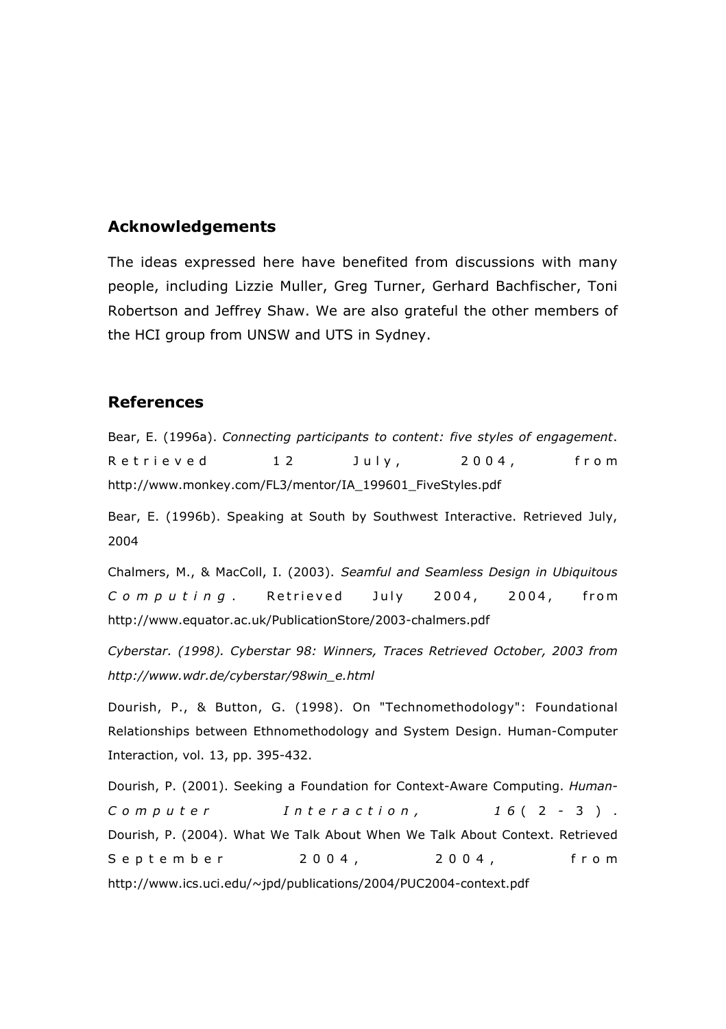## Acknowledgements

The ideas expressed here have benefited from discussions with many people, including Lizzie Muller, Greg Turner, Gerhard Bachfischer, Toni Robertson and Jeffrey Shaw. We are also grateful the other members of the HCI group from UNSW and UTS in Sydney.

## References

Bear, E. (1996a). *Connecting participants to content: five styles of engagement*. Retrieved 12 July, 2004, from http://www.monkey.com/FL3/mentor/IA_199601_FiveStyles.pdf

Bear, E. (1996b). Speaking at South by Southwest Interactive. Retrieved July, 2004

Chalmers, M., & MacColl, I. (2003). *Seamful and Seamless Design in Ubiquitous Computing*. Retrieved July 2004, 2004, from http://www.equator.ac.uk/PublicationStore/2003-chalmers.pdf

*Cyberstar. (1998). Cyberstar 98: Winners, Traces Retrieved October, 2003 from http://www.wdr.de/cyberstar/98win_e.html*

Dourish, P., & Button, G. (1998). On "Technomethodology": Foundational Relationships between Ethnomethodology and System Design. Human-Computer Interaction, vol. 13, pp. 395-432.

Dourish, P. (2001). Seeking a Foundation for Context-Aware Computing. *Human-Computer Interaction, 16*(2-3).

Dourish, P. (2004). What We Talk About When We Talk About Context. Retrieved September 2004, 2004, from http://www.ics.uci.edu/~jpd/publications/2004/PUC2004-context.pdf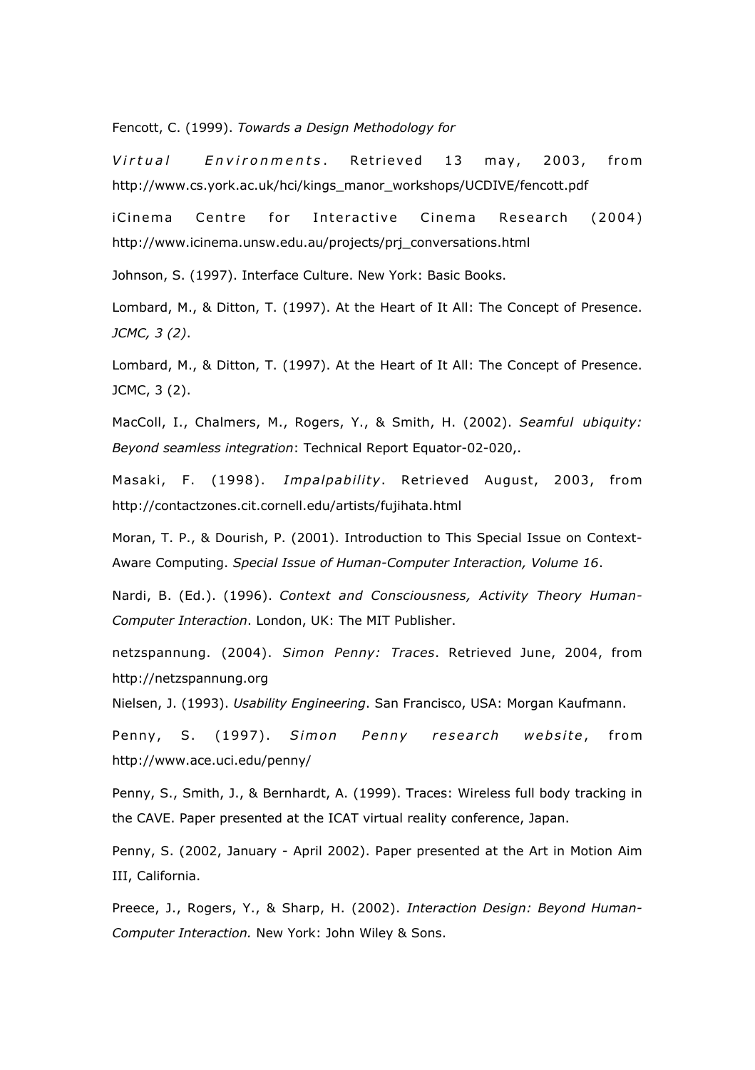Fencott, C. (1999). *Towards a Design Methodology for Virtual Environments*. Retrieved 13 may, 2003, from http://www.cs.york.ac.uk/hci/kings_manor_workshops/UCDIVE/fencott.pdf

iCinema Centre for Interactive Cinema Research (2004) http://www.icinema.unsw.edu.au/projects/prj_conversations.html

Johnson, S. (1997). Interface Culture. New York: Basic Books.

Lombard, M., & Ditton, T. (1997). At the Heart of It All: The Concept of Presence. *JCMC, 3 (2)*.

Lombard, M., & Ditton, T. (1997). At the Heart of It All: The Concept of Presence. JCMC, 3 (2).

MacColl, I., Chalmers, M., Rogers, Y., & Smith, H. (2002). *Seamful ubiquity: Beyond seamless integration*: Technical Report Equator-02-020,.

Masaki, F. (1998). *Impalpability*. Retrieved August, 2003, from http://contactzones.cit.cornell.edu/artists/fujihata.html

Moran, T. P., & Dourish, P. (2001). Introduction to This Special Issue on Context-Aware Computing. *Special Issue of Human-Computer Interaction, Volume 16*.

Nardi, B. (Ed.). (1996). *Context and Consciousness, Activity Theory Human-Computer Interaction*. London, UK: The MIT Publisher.

netzspannung. (2004). *Simon Penny: Traces*. Retrieved June, 2004, from http://netzspannung.org

Nielsen, J. (1993). *Usability Engineering*. San Francisco, USA: Morgan Kaufmann.

Penny, S. (1997). *Simon Penny research website*, from http://www.ace.uci.edu/penny/

Penny, S., Smith, J., & Bernhardt, A. (1999). Traces: Wireless full body tracking in the CAVE. Paper presented at the ICAT virtual reality conference, Japan.

Penny, S. (2002, January - April 2002). Paper presented at the Art in Motion Aim III, California.

Preece, J., Rogers, Y., & Sharp, H. (2002). *Interaction Design: Beyond Human-Computer Interaction.* New York: John Wiley & Sons.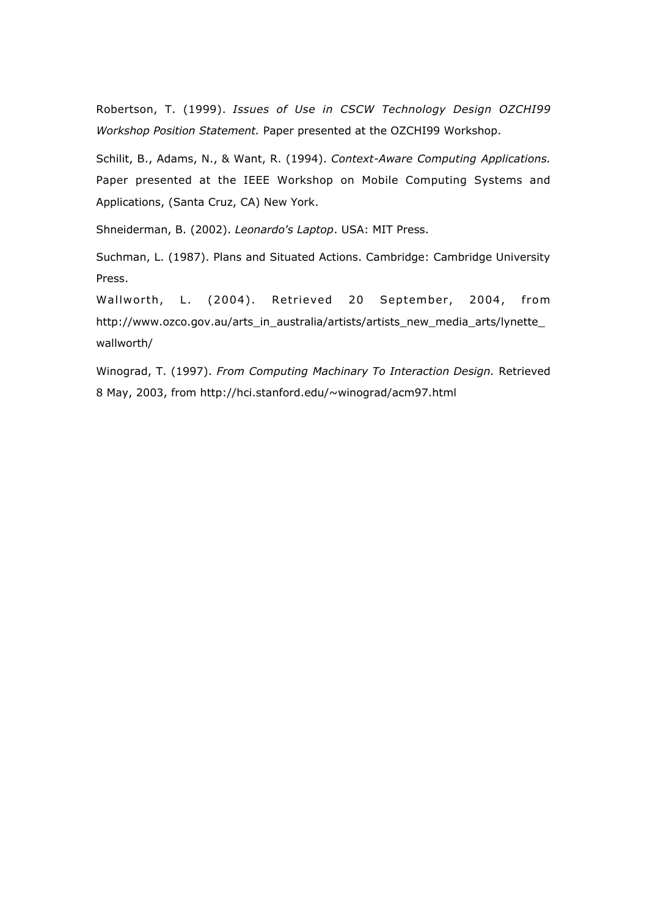Robertson, T. (1999). *Issues of Use in CSCW Technology Design OZCHI99 Workshop Position Statement.* Paper presented at the OZCHI99 Workshop.

Schilit, B., Adams, N., & Want, R. (1994). *Context-Aware Computing Applications.* Paper presented at the IEEE Workshop on Mobile Computing Systems and Applications, (Santa Cruz, CA) New York.

Shneiderman, B. (2002). *Leonardo's Laptop*. USA: MIT Press.

Suchman, L. (1987). Plans and Situated Actions. Cambridge: Cambridge University Press.

Wallworth, L. (2004). Retrieved 20 September, 2004, from http://www.ozco.gov.au/arts_in_australia/artists/artists_new_media_arts/lynette_wallworth/

Winograd, T. (1997). *From Computing Machinary To Interaction Design.* Retrieved 8 May, 2003, from http://hci.stanford.edu/~winograd/acm97.html